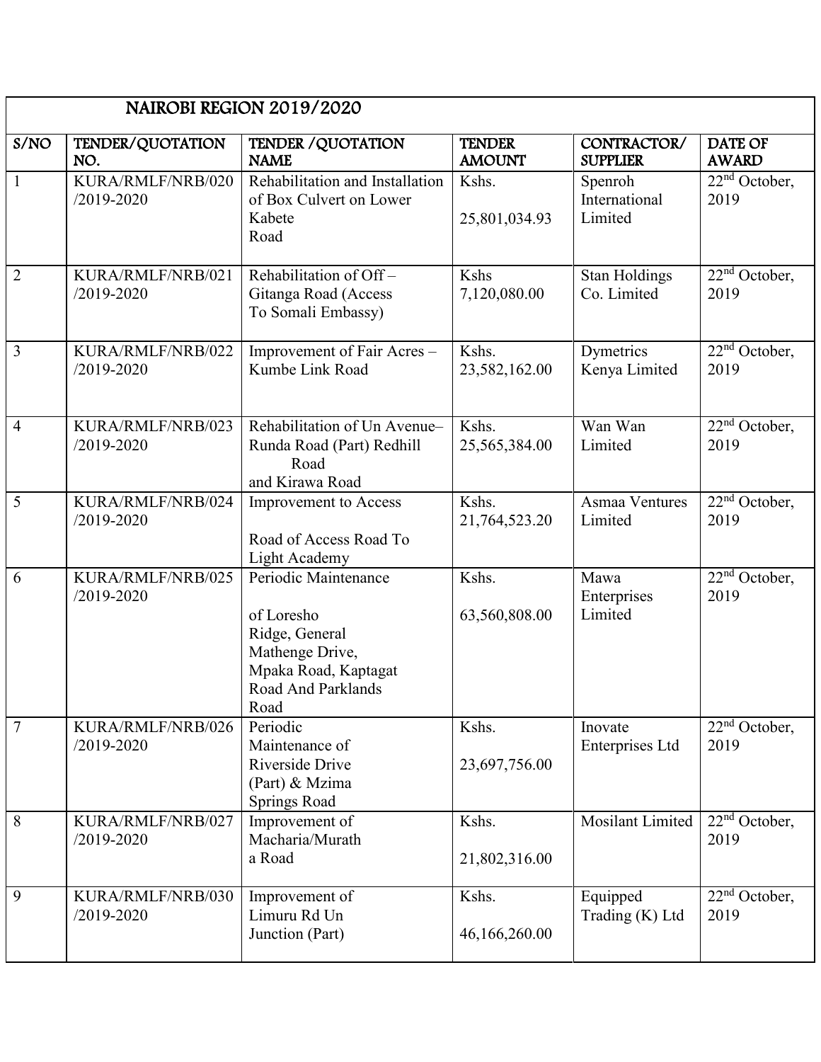| NAIROBI REGION 2019/2020 | | | | | |
|---|---|---|---|---|---|
| S/NO | TENDER/QUOTATION NO. | TENDER /QUOTATION NAME | TENDER AMOUNT | CONTRACTOR/ SUPPLIER | DATE OF AWARD |
| 1 | KURA/RMLF/NRB/020 /2019-2020 | Rehabilitation and Installation of Box Culvert on Lower Kabete Road | Kshs. 25,801,034.93 | Spenroh International Limited | 22nd October, 2019 |
| 2 | KURA/RMLF/NRB/021 /2019-2020 | Rehabilitation of Off – Gitanga Road (Access To Somali Embassy) | Kshs 7,120,080.00 | Stan Holdings Co. Limited | 22nd October, 2019 |
| 3 | KURA/RMLF/NRB/022 /2019-2020 | Improvement of Fair Acres – Kumbe Link Road | Kshs. 23,582,162.00 | Dymetrics Kenya Limited | 22nd October, 2019 |
| 4 | KURA/RMLF/NRB/023 /2019-2020 | Rehabilitation of Un Avenue– Runda Road (Part) Redhill Road and Kirawa Road | Kshs. 25,565,384.00 | Wan Wan Limited | 22nd October, 2019 |
| 5 | KURA/RMLF/NRB/024 /2019-2020 | Improvement to Access Road of Access Road To Light Academy | Kshs. 21,764,523.20 | Asmaa Ventures Limited | 22nd October, 2019 |
| 6 | KURA/RMLF/NRB/025 /2019-2020 | Periodic Maintenance of Loresho Ridge, General Mathenge Drive, Mpaka Road, Kaptagat Road And Parklands Road | Kshs. 63,560,808.00 | Mawa Enterprises Limited | 22nd October, 2019 |
| 7 | KURA/RMLF/NRB/026 /2019-2020 | Periodic Maintenance of Riverside Drive (Part) & Mzima Springs Road | Kshs. 23,697,756.00 | Inovate Enterprises Ltd | 22nd October, 2019 |
| 8 | KURA/RMLF/NRB/027 /2019-2020 | Improvement of Macharia/Murath a Road | Kshs. 21,802,316.00 | Mosilant Limited | 22nd October, 2019 |
| 9 | KURA/RMLF/NRB/030 /2019-2020 | Improvement of Limuru Rd Un Junction (Part) | Kshs. 46,166,260.00 | Equipped Trading (K) Ltd | 22nd October, 2019 |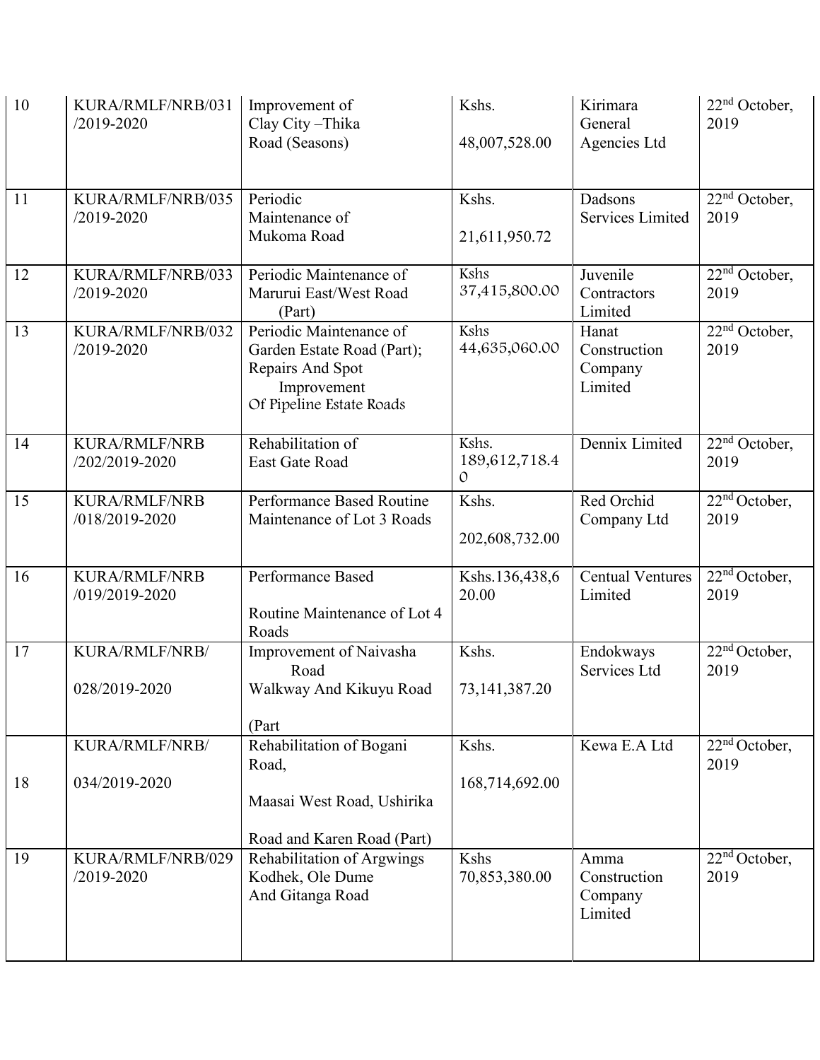| 10 | KURA/RMLF/NRB/031 /2019-2020 | Improvement of Clay City –Thika Road (Seasons) | Kshs. 48,007,528.00 | Kirimara General Agencies Ltd | 22nd October, 2019 |
|---|---|---|---|---|---|
| 11 | KURA/RMLF/NRB/035 /2019-2020 | Periodic Maintenance of Mukoma Road | Kshs. 21,611,950.72 | Dadsons Services Limited | 22nd October, 2019 |
| 12 | KURA/RMLF/NRB/033 /2019-2020 | Periodic Maintenance of Marurui East/West Road (Part) | Kshs 37,415,800.00 | Juvenile Contractors Limited | 22nd October, 2019 |
| 13 | KURA/RMLF/NRB/032 /2019-2020 | Periodic Maintenance of Garden Estate Road (Part); Repairs And Spot Improvement Of Pipeline Estate Roads | Kshs 44,635,060.00 | Hanat Construction Company Limited | 22nd October, 2019 |
| 14 | KURA/RMLF/NRB /202/2019-2020 | Rehabilitation of East Gate Road | Kshs. 189,612,718.40 | Dennix Limited | 22nd October, 2019 |
| 15 | KURA/RMLF/NRB /018/2019-2020 | Performance Based Routine Maintenance of Lot 3 Roads | Kshs. 202,608,732.00 | Red Orchid Company Ltd | 22nd October, 2019 |
| 16 | KURA/RMLF/NRB /019/2019-2020 | Performance Based Routine Maintenance of Lot 4 Roads | Kshs.136,438,620.00 | Centual Ventures Limited | 22nd October, 2019 |
| 17 | KURA/RMLF/NRB/ 028/2019-2020 | Improvement of Naivasha Road Walkway And Kikuyu Road (Part | Kshs. 73,141,387.20 | Endokways Services Ltd | 22nd October, 2019 |
| 18 | KURA/RMLF/NRB/ 034/2019-2020 | Rehabilitation of Bogani Road, Maasai West Road, Ushirika Road and Karen Road (Part) | Kshs. 168,714,692.00 | Kewa E.A Ltd | 22nd October, 2019 |
| 19 | KURA/RMLF/NRB/029 /2019-2020 | Rehabilitation of Argwings Kodhek, Ole Dume And Gitanga Road | Kshs 70,853,380.00 | Amma Construction Company Limited | 22nd October, 2019 |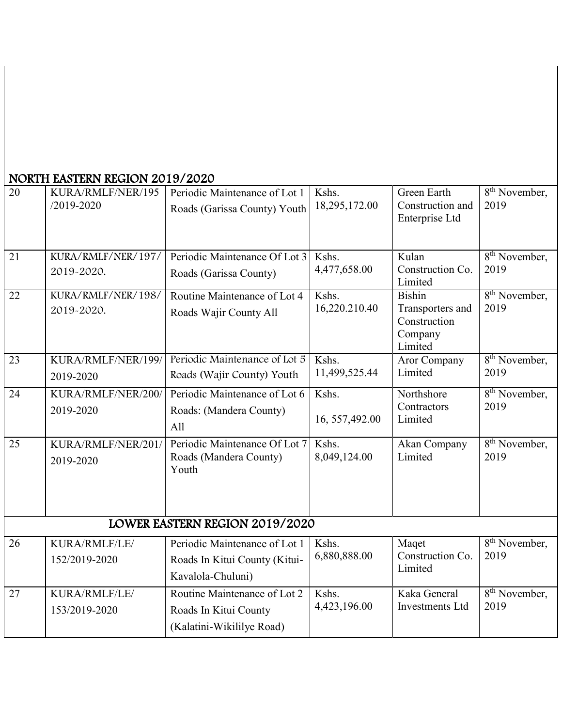## NORTH EASTERN REGION 2019/2020

| | | | | | |
|---|---|---|---|---|---|
| 20 | KURA/RMLF/NER/195 /2019-2020 | Periodic Maintenance of Lot 1 Roads (Garissa County) Youth | Kshs. 18,295,172.00 | Green Earth Construction and Enterprise Ltd | 8th November, 2019 |
| 21 | KURA/RMLF/NER/197/ 2019-2020. | Periodic Maintenance Of Lot 3 Roads (Garissa County) | Kshs. 4,477,658.00 | Kulan Construction Co. Limited | 8th November, 2019 |
| 22 | KURA/RMLF/NER/198/ 2019-2020. | Routine Maintenance of Lot 4 Roads Wajir County All | Kshs. 16,220.210.40 | Bishin Transporters and Construction Company Limited | 8th November, 2019 |
| 23 | KURA/RMLF/NER/199/ 2019-2020 | Periodic Maintenance of Lot 5 Roads (Wajir County) Youth | Kshs. 11,499,525.44 | Aror Company Limited | 8th November, 2019 |
| 24 | KURA/RMLF/NER/200/ 2019-2020 | Periodic Maintenance of Lot 6 Roads: (Mandera County) All | Kshs. 16, 557,492.00 | Northshore Contractors Limited | 8th November, 2019 |
| 25 | KURA/RMLF/NER/201/ 2019-2020 | Periodic Maintenance Of Lot 7 Roads (Mandera County) Youth | Kshs. 8,049,124.00 | Akan Company Limited | 8th November, 2019 |
| **LOWER EASTERN REGION 2019/2020** | | | | | |
| 26 | KURA/RMLF/LE/ 152/2019-2020 | Periodic Maintenance of Lot 1 Roads In Kitui County (Kitui-Kavalola-Chuluni) | Kshs. 6,880,888.00 | Maqet Construction Co. Limited | 8th November, 2019 |
| 27 | KURA/RMLF/LE/ 153/2019-2020 | Routine Maintenance of Lot 2 Roads In Kitui County (Kalatini-Wikililye Road) | Kshs. 4,423,196.00 | Kaka General Investments Ltd | 8th November, 2019 |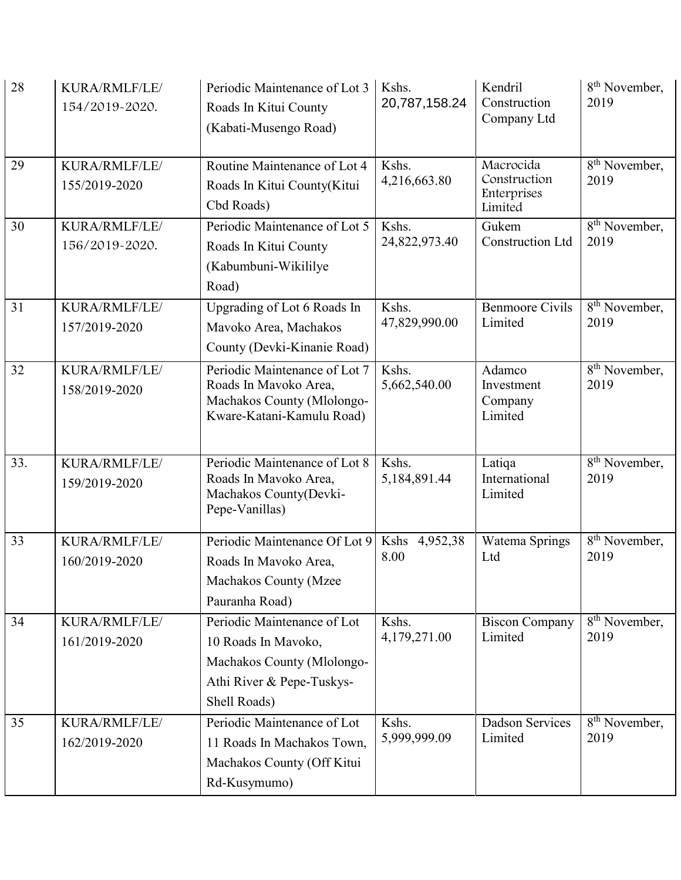| 28 | KURA/RMLF/LE/ 154/2019-2020. | Periodic Maintenance of Lot 3 Roads In Kitui County (Kabati-Musengo Road) | Kshs. 20,787,158.24 | Kendril Construction Company Ltd | 8th November, 2019 |
|---|---|---|---|---|---|
| 29 | KURA/RMLF/LE/ 155/2019-2020 | Routine Maintenance of Lot 4 Roads In Kitui County(Kitui Cbd Roads) | Kshs. 4,216,663.80 | Macrocida Construction Enterprises Limited | 8th November, 2019 |
| 30 | KURA/RMLF/LE/ 156/2019-2020. | Periodic Maintenance of Lot 5 Roads In Kitui County (Kabumbuni-Wikililye Road) | Kshs. 24,822,973.40 | Gukem Construction Ltd | 8th November, 2019 |
| 31 | KURA/RMLF/LE/ 157/2019-2020 | Upgrading of Lot 6 Roads In Mavoko Area, Machakos County (Devki-Kinanie Road) | Kshs. 47,829,990.00 | Benmoore Civils Limited | 8th November, 2019 |
| 32 | KURA/RMLF/LE/ 158/2019-2020 | Periodic Maintenance of Lot 7 Roads In Mavoko Area, Machakos County (Mlolongo-Kware-Katani-Kamulu Road) | Kshs. 5,662,540.00 | Adamco Investment Company Limited | 8th November, 2019 |
| 33. | KURA/RMLF/LE/ 159/2019-2020 | Periodic Maintenance of Lot 8 Roads In Mavoko Area, Machakos County(Devki-Pepe-Vanillas) | Kshs. 5,184,891.44 | Latiqa International Limited | 8th November, 2019 |
| 33 | KURA/RMLF/LE/ 160/2019-2020 | Periodic Maintenance Of Lot 9 Roads In Mavoko Area, Machakos County (Mzee Pauranha Road) | Kshs 4,952,38 8.00 | Watema Springs Ltd | 8th November, 2019 |
| 34 | KURA/RMLF/LE/ 161/2019-2020 | Periodic Maintenance of Lot 10 Roads In Mavoko, Machakos County (Mlolongo-Athi River & Pepe-Tuskys-Shell Roads) | Kshs. 4,179,271.00 | Biscon Company Limited | 8th November, 2019 |
| 35 | KURA/RMLF/LE/ 162/2019-2020 | Periodic Maintenance of Lot 11 Roads In Machakos Town, Machakos County (Off Kitui Rd-Kusymumo) | Kshs. 5,999,999.09 | Dadson Services Limited | 8th November, 2019 |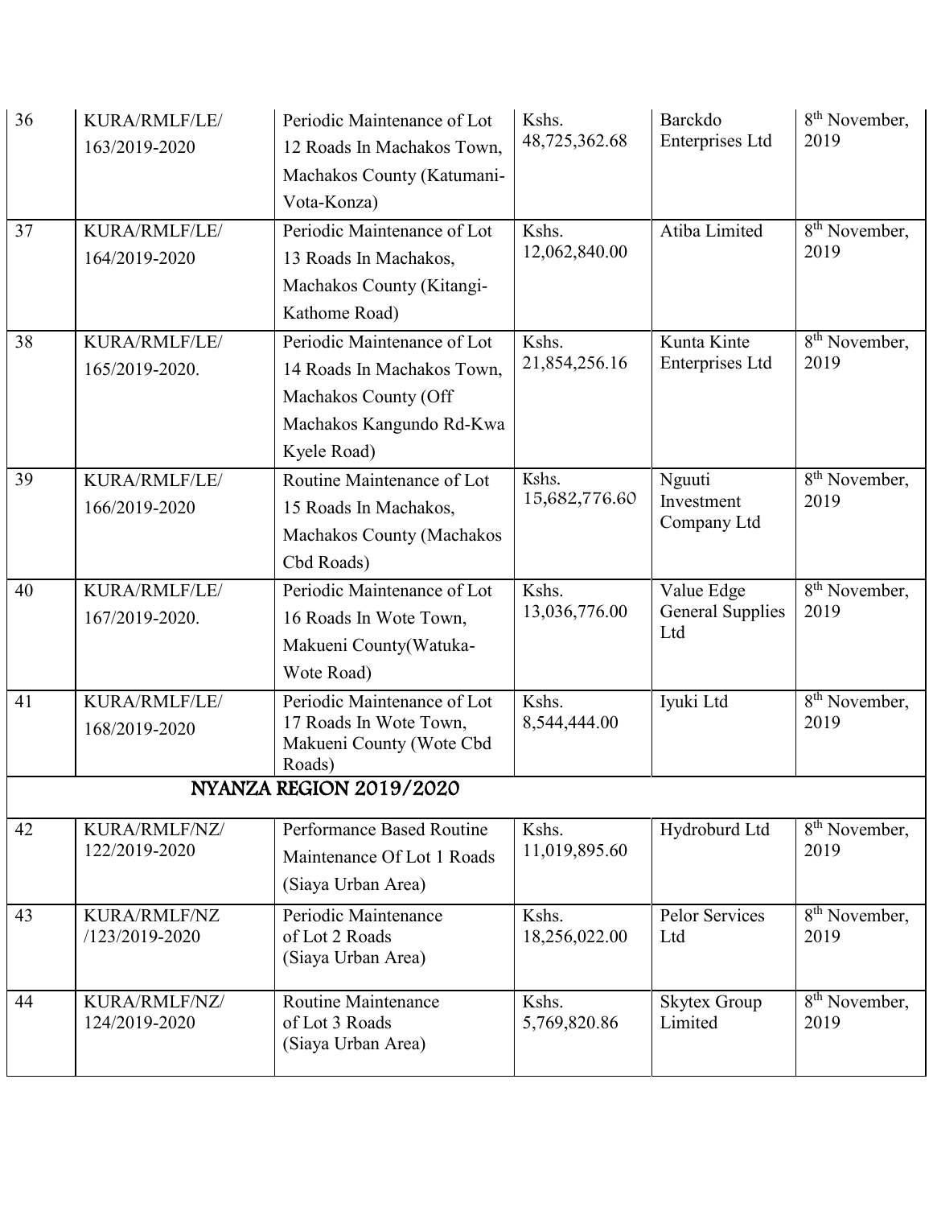| 36 | KURA/RMLF/LE/ 163/2019-2020 | Periodic Maintenance of Lot 12 Roads In Machakos Town, Machakos County (Katumani-Vota-Konza) | Kshs. 48,725,362.68 | Barckdo Enterprises Ltd | 8th November, 2019 |
|---|---|---|---|---|---|
| 37 | KURA/RMLF/LE/ 164/2019-2020 | Periodic Maintenance of Lot 13 Roads In Machakos, Machakos County (Kitangi-Kathome Road) | Kshs. 12,062,840.00 | Atiba Limited | 8th November, 2019 |
| 38 | KURA/RMLF/LE/ 165/2019-2020. | Periodic Maintenance of Lot 14 Roads In Machakos Town, Machakos County (Off Machakos Kangundo Rd-Kwa Kyele Road) | Kshs. 21,854,256.16 | Kunta Kinte Enterprises Ltd | 8th November, 2019 |
| 39 | KURA/RMLF/LE/ 166/2019-2020 | Routine Maintenance of Lot 15 Roads In Machakos, Machakos County (Machakos Cbd Roads) | Kshs. 15,682,776.60 | Nguuti Investment Company Ltd | 8th November, 2019 |
| 40 | KURA/RMLF/LE/ 167/2019-2020. | Periodic Maintenance of Lot 16 Roads In Wote Town, Makueni County(Watuka-Wote Road) | Kshs. 13,036,776.00 | Value Edge General Supplies Ltd | 8th November, 2019 |
| 41 | KURA/RMLF/LE/ 168/2019-2020 | Periodic Maintenance of Lot 17 Roads In Wote Town, Makueni County (Wote Cbd Roads) | Kshs. 8,544,444.00 | Iyuki Ltd | 8th November, 2019 |
| | | **NYANZA REGION 2019/2020** | | | |
| 42 | KURA/RMLF/NZ/ 122/2019-2020 | Performance Based Routine Maintenance Of Lot 1 Roads (Siaya Urban Area) | Kshs. 11,019,895.60 | Hydroburd Ltd | 8th November, 2019 |
| 43 | KURA/RMLF/NZ /123/2019-2020 | Periodic Maintenance of Lot 2 Roads (Siaya Urban Area) | Kshs. 18,256,022.00 | Pelor Services Ltd | 8th November, 2019 |
| 44 | KURA/RMLF/NZ/ 124/2019-2020 | Routine Maintenance of Lot 3 Roads (Siaya Urban Area) | Kshs. 5,769,820.86 | Skytex Group Limited | 8th November, 2019 |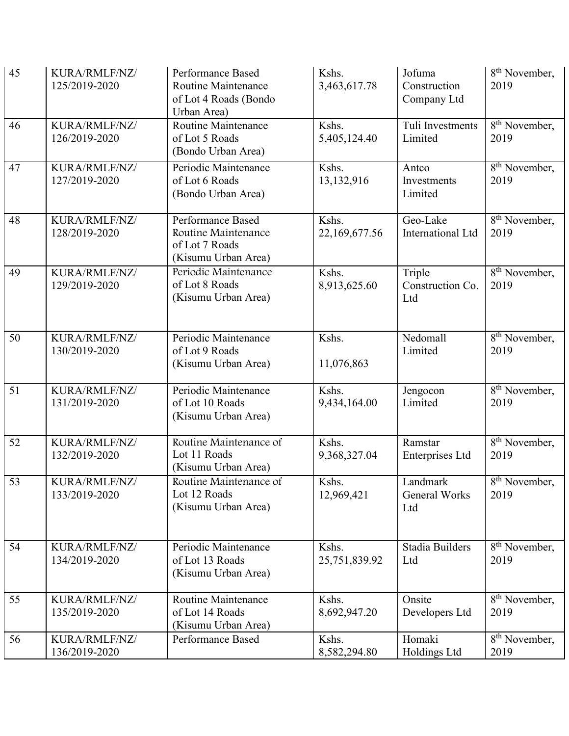| 45 | KURA/RMLF/NZ/ 125/2019-2020 | Performance Based Routine Maintenance of Lot 4 Roads (Bondo Urban Area) | Kshs. 3,463,617.78 | Jofuma Construction Company Ltd | 8th November, 2019 |
|---|---|---|---|---|---|
| 46 | KURA/RMLF/NZ/ 126/2019-2020 | Routine Maintenance of Lot 5 Roads (Bondo Urban Area) | Kshs. 5,405,124.40 | Tuli Investments Limited | 8th November, 2019 |
| 47 | KURA/RMLF/NZ/ 127/2019-2020 | Periodic Maintenance of Lot 6 Roads (Bondo Urban Area) | Kshs. 13,132,916 | Antco Investments Limited | 8th November, 2019 |
| 48 | KURA/RMLF/NZ/ 128/2019-2020 | Performance Based Routine Maintenance of Lot 7 Roads (Kisumu Urban Area) | Kshs. 22,169,677.56 | Geo-Lake International Ltd | 8th November, 2019 |
| 49 | KURA/RMLF/NZ/ 129/2019-2020 | Periodic Maintenance of Lot 8 Roads (Kisumu Urban Area) | Kshs. 8,913,625.60 | Triple Construction Co. Ltd | 8th November, 2019 |
| 50 | KURA/RMLF/NZ/ 130/2019-2020 | Periodic Maintenance of Lot 9 Roads (Kisumu Urban Area) | Kshs. 11,076,863 | Nedomall Limited | 8th November, 2019 |
| 51 | KURA/RMLF/NZ/ 131/2019-2020 | Periodic Maintenance of Lot 10 Roads (Kisumu Urban Area) | Kshs. 9,434,164.00 | Jengocon Limited | 8th November, 2019 |
| 52 | KURA/RMLF/NZ/ 132/2019-2020 | Routine Maintenance of Lot 11 Roads (Kisumu Urban Area) | Kshs. 9,368,327.04 | Ramstar Enterprises Ltd | 8th November, 2019 |
| 53 | KURA/RMLF/NZ/ 133/2019-2020 | Routine Maintenance of Lot 12 Roads (Kisumu Urban Area) | Kshs. 12,969,421 | Landmark General Works Ltd | 8th November, 2019 |
| 54 | KURA/RMLF/NZ/ 134/2019-2020 | Periodic Maintenance of Lot 13 Roads (Kisumu Urban Area) | Kshs. 25,751,839.92 | Stadia Builders Ltd | 8th November, 2019 |
| 55 | KURA/RMLF/NZ/ 135/2019-2020 | Routine Maintenance of Lot 14 Roads (Kisumu Urban Area) | Kshs. 8,692,947.20 | Onsite Developers Ltd | 8th November, 2019 |
| 56 | KURA/RMLF/NZ/ 136/2019-2020 | Performance Based | Kshs. 8,582,294.80 | Homaki Holdings Ltd | 8th November, 2019 |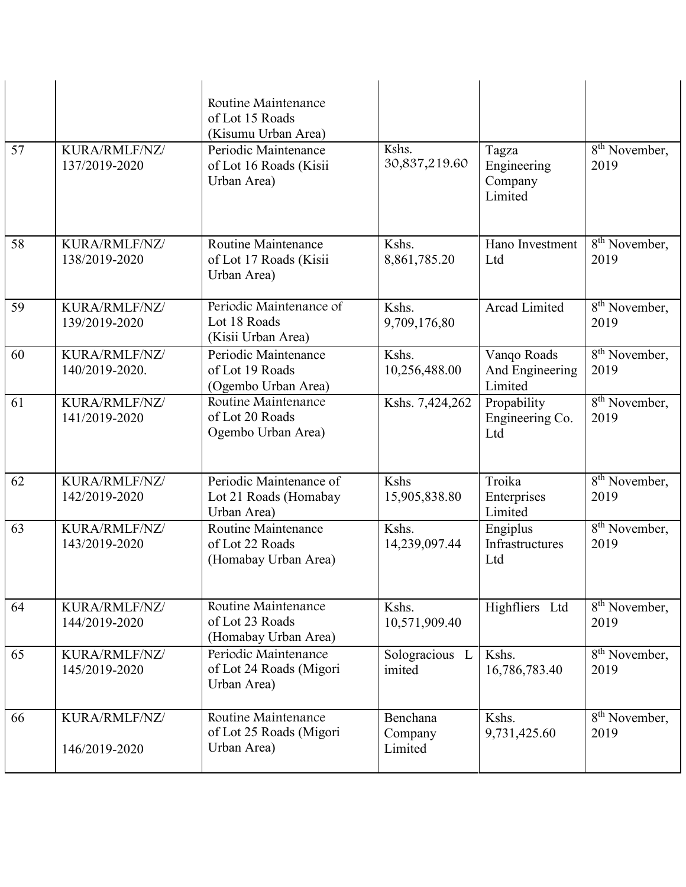| | | | | | |
|---|---|---|---|---|---|
| | | Routine Maintenance of Lot 15 Roads (Kisumu Urban Area) | | | |
| 57 | KURA/RMLF/NZ/ 137/2019-2020 | Periodic Maintenance of Lot 16 Roads (Kisii Urban Area) | Kshs. 30,837,219.60 | Tagza Engineering Company Limited | 8th November, 2019 |
| 58 | KURA/RMLF/NZ/ 138/2019-2020 | Routine Maintenance of Lot 17 Roads (Kisii Urban Area) | Kshs. 8,861,785.20 | Hano Investment Ltd | 8th November, 2019 |
| 59 | KURA/RMLF/NZ/ 139/2019-2020 | Periodic Maintenance of Lot 18 Roads (Kisii Urban Area) | Kshs. 9,709,176,80 | Arcad Limited | 8th November, 2019 |
| 60 | KURA/RMLF/NZ/ 140/2019-2020. | Periodic Maintenance of Lot 19 Roads (Ogembo Urban Area) | Kshs. 10,256,488.00 | Vanqo Roads And Engineering Limited | 8th November, 2019 |
| 61 | KURA/RMLF/NZ/ 141/2019-2020 | Routine Maintenance of Lot 20 Roads Ogembo Urban Area) | Kshs. 7,424,262 | Propability Engineering Co. Ltd | 8th November, 2019 |
| 62 | KURA/RMLF/NZ/ 142/2019-2020 | Periodic Maintenance of Lot 21 Roads (Homabay Urban Area) | Kshs 15,905,838.80 | Troika Enterprises Limited | 8th November, 2019 |
| 63 | KURA/RMLF/NZ/ 143/2019-2020 | Routine Maintenance of Lot 22 Roads (Homabay Urban Area) | Kshs. 14,239,097.44 | Engiplus Infrastructures Ltd | 8th November, 2019 |
| 64 | KURA/RMLF/NZ/ 144/2019-2020 | Routine Maintenance of Lot 23 Roads (Homabay Urban Area) | Kshs. 10,571,909.40 | Highfliers Ltd | 8th November, 2019 |
| 65 | KURA/RMLF/NZ/ 145/2019-2020 | Periodic Maintenance of Lot 24 Roads (Migori Urban Area) | Sologracious Limited | Kshs. 16,786,783.40 | 8th November, 2019 |
| 66 | KURA/RMLF/NZ/ 146/2019-2020 | Routine Maintenance of Lot 25 Roads (Migori Urban Area) | Benchana Company Limited | Kshs. 9,731,425.60 | 8th November, 2019 |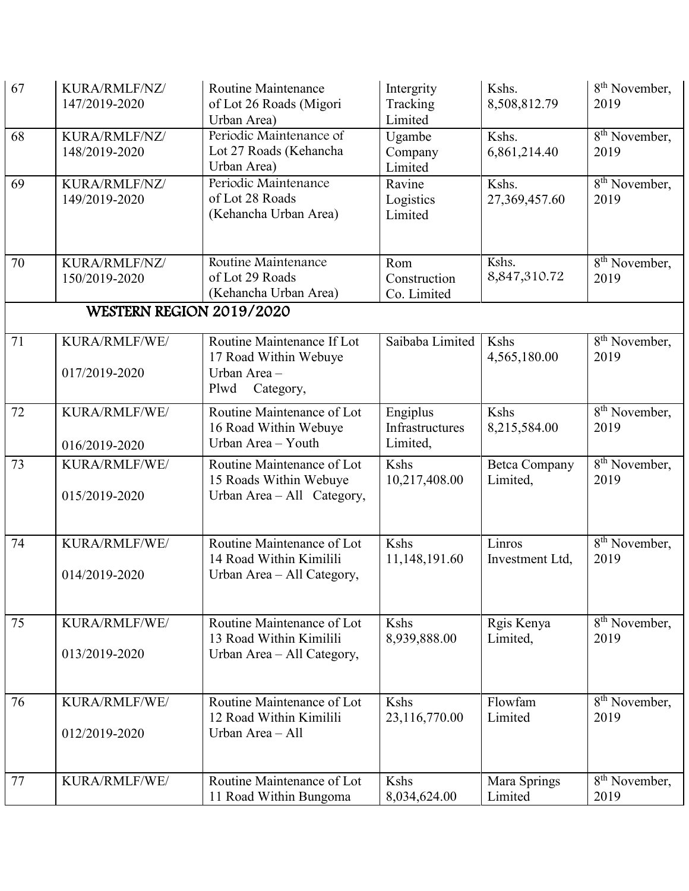| | | | | | |
|---|---|---|---|---|---|
| 67 | KURA/RMLF/NZ/ 147/2019-2020 | Routine Maintenance of Lot 26 Roads (Migori Urban Area) | Intergrity Tracking Limited | Kshs. 8,508,812.79 | 8th November, 2019 |
| 68 | KURA/RMLF/NZ/ 148/2019-2020 | Periodic Maintenance of Lot 27 Roads (Kehancha Urban Area) | Ugambe Company Limited | Kshs. 6,861,214.40 | 8th November, 2019 |
| 69 | KURA/RMLF/NZ/ 149/2019-2020 | Periodic Maintenance of Lot 28 Roads (Kehancha Urban Area) | Ravine Logistics Limited | Kshs. 27,369,457.60 | 8th November, 2019 |
| 70 | KURA/RMLF/NZ/ 150/2019-2020 | Routine Maintenance of Lot 29 Roads (Kehancha Urban Area) | Rom Construction Co. Limited | Kshs. 8,847,310.72 | 8th November, 2019 |
| **WESTERN REGION 2019/2020** | | | | | |
| 71 | KURA/RMLF/WE/ 017/2019-2020 | Routine Maintenance If Lot 17 Road Within Webuye Urban Area – Plwd Category, | Saibaba Limited | Kshs 4,565,180.00 | 8th November, 2019 |
| 72 | KURA/RMLF/WE/ 016/2019-2020 | Routine Maintenance of Lot 16 Road Within Webuye Urban Area – Youth | Engiplus Infrastructures Limited, | Kshs 8,215,584.00 | 8th November, 2019 |
| 73 | KURA/RMLF/WE/ 015/2019-2020 | Routine Maintenance of Lot 15 Roads Within Webuye Urban Area – All Category, | Kshs 10,217,408.00 | Betca Company Limited, | 8th November, 2019 |
| 74 | KURA/RMLF/WE/ 014/2019-2020 | Routine Maintenance of Lot 14 Road Within Kimilili Urban Area – All Category, | Kshs 11,148,191.60 | Linros Investment Ltd, | 8th November, 2019 |
| 75 | KURA/RMLF/WE/ 013/2019-2020 | Routine Maintenance of Lot 13 Road Within Kimilili Urban Area – All Category, | Kshs 8,939,888.00 | Rgis Kenya Limited, | 8th November, 2019 |
| 76 | KURA/RMLF/WE/ 012/2019-2020 | Routine Maintenance of Lot 12 Road Within Kimilili Urban Area – All | Kshs 23,116,770.00 | Flowfam Limited | 8th November, 2019 |
| 77 | KURA/RMLF/WE/ | Routine Maintenance of Lot 11 Road Within Bungoma | Kshs 8,034,624.00 | Mara Springs Limited | 8th November, 2019 |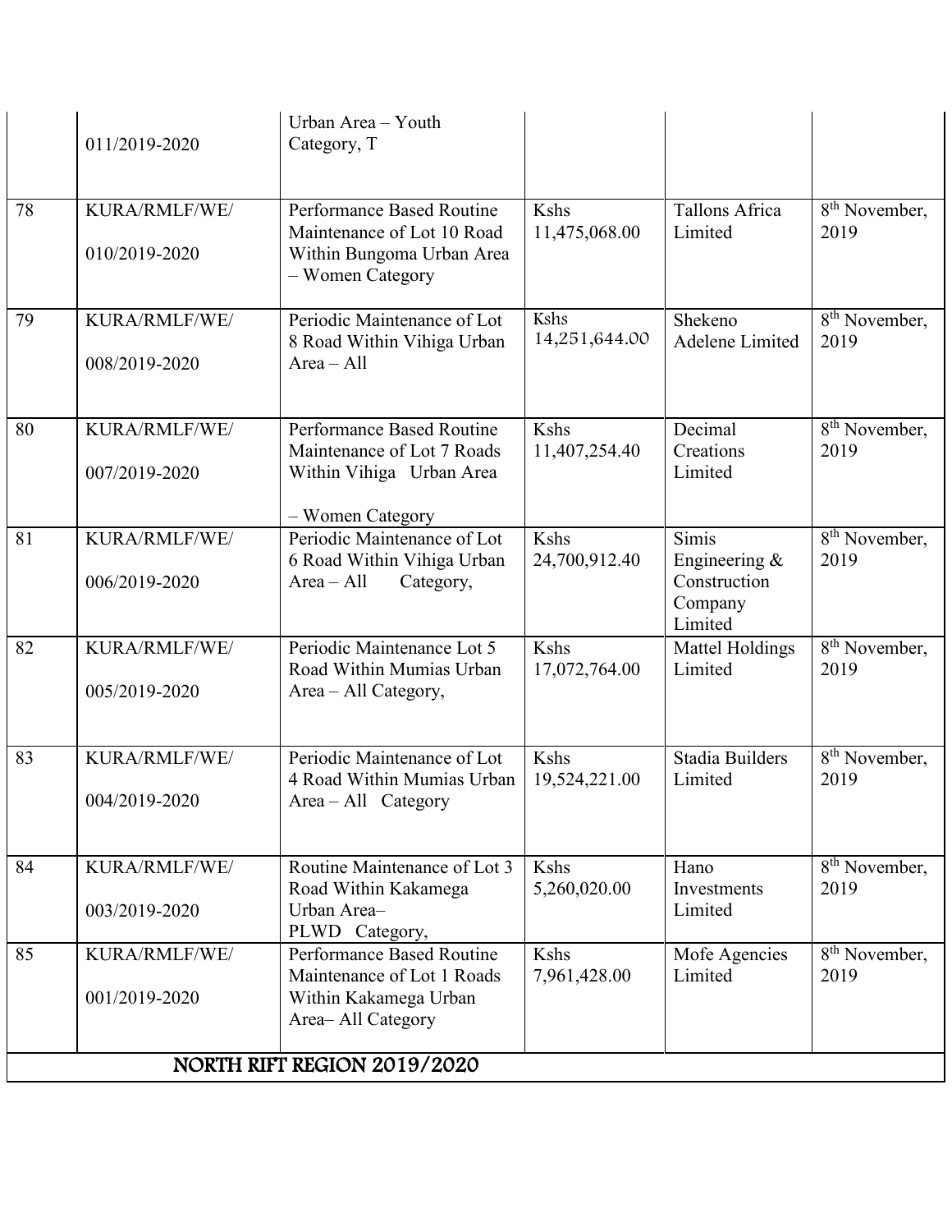| | | | | | |
|---|---|---|---|---|---|
| | 011/2019-2020 | Urban Area – Youth Category, T | | | |
| 78 | KURA/RMLF/WE/ 010/2019-2020 | Performance Based Routine Maintenance of Lot 10 Road Within Bungoma Urban Area – Women Category | Kshs 11,475,068.00 | Tallons Africa Limited | 8th November, 2019 |
| 79 | KURA/RMLF/WE/ 008/2019-2020 | Periodic Maintenance of Lot 8 Road Within Vihiga Urban Area – All | Kshs 14,251,644.00 | Shekeno Adelene Limited | 8th November, 2019 |
| 80 | KURA/RMLF/WE/ 007/2019-2020 | Performance Based Routine Maintenance of Lot 7 Roads Within Vihiga Urban Area – Women Category | Kshs 11,407,254.40 | Decimal Creations Limited | 8th November, 2019 |
| 81 | KURA/RMLF/WE/ 006/2019-2020 | Periodic Maintenance of Lot 6 Road Within Vihiga Urban Area – All Category, | Kshs 24,700,912.40 | Simis Engineering & Construction Company Limited | 8th November, 2019 |
| 82 | KURA/RMLF/WE/ 005/2019-2020 | Periodic Maintenance Lot 5 Road Within Mumias Urban Area – All Category, | Kshs 17,072,764.00 | Mattel Holdings Limited | 8th November, 2019 |
| 83 | KURA/RMLF/WE/ 004/2019-2020 | Periodic Maintenance of Lot 4 Road Within Mumias Urban Area – All Category | Kshs 19,524,221.00 | Stadia Builders Limited | 8th November, 2019 |
| 84 | KURA/RMLF/WE/ 003/2019-2020 | Routine Maintenance of Lot 3 Road Within Kakamega Urban Area– PLWD Category, | Kshs 5,260,020.00 | Hano Investments Limited | 8th November, 2019 |
| 85 | KURA/RMLF/WE/ 001/2019-2020 | Performance Based Routine Maintenance of Lot 1 Roads Within Kakamega Urban Area– All Category | Kshs 7,961,428.00 | Mofe Agencies Limited | 8th November, 2019 |
| **NORTH RIFT REGION 2019/2020** | | | | | |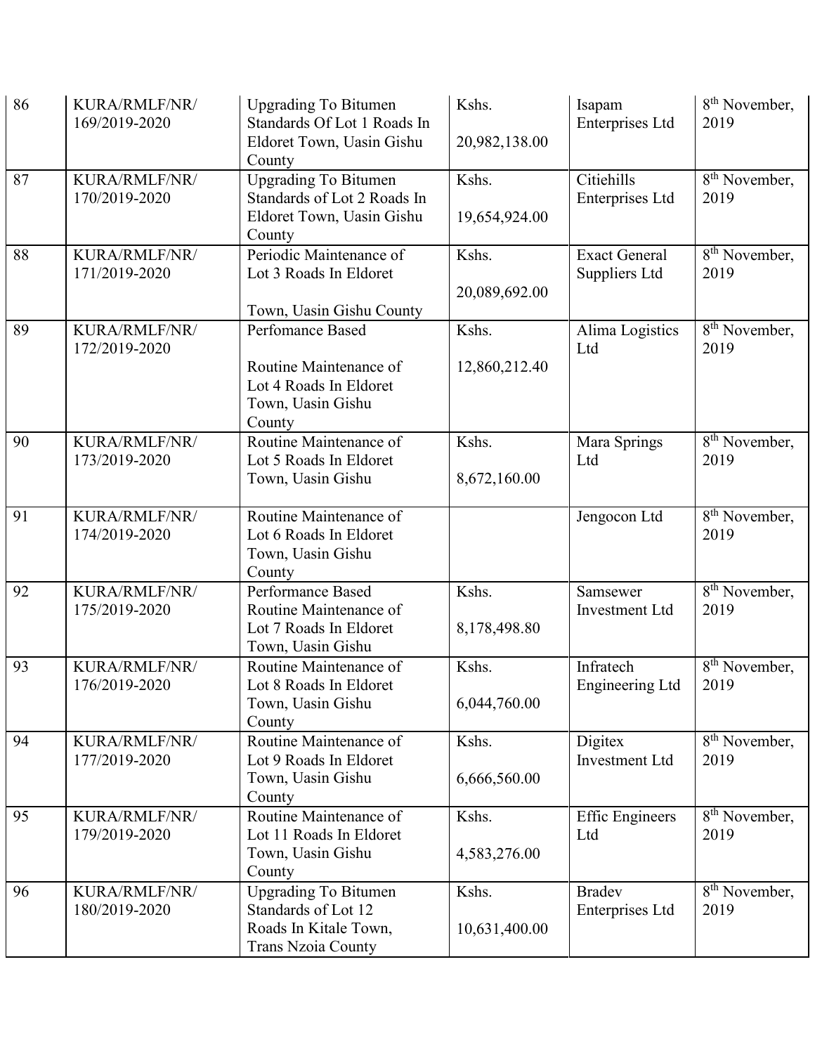| 86 | KURA/RMLF/NR/ 169/2019-2020 | Upgrading To Bitumen Standards Of Lot 1 Roads In Eldoret Town, Uasin Gishu County | Kshs. 20,982,138.00 | Isapam Enterprises Ltd | 8th November, 2019 |
|---|---|---|---|---|---|
| 87 | KURA/RMLF/NR/ 170/2019-2020 | Upgrading To Bitumen Standards of Lot 2 Roads In Eldoret Town, Uasin Gishu County | Kshs. 19,654,924.00 | Citiehills Enterprises Ltd | 8th November, 2019 |
| 88 | KURA/RMLF/NR/ 171/2019-2020 | Periodic Maintenance of Lot 3 Roads In Eldoret Town, Uasin Gishu County | Kshs. 20,089,692.00 | Exact General Suppliers Ltd | 8th November, 2019 |
| 89 | KURA/RMLF/NR/ 172/2019-2020 | Perfomance Based Routine Maintenance of Lot 4 Roads In Eldoret Town, Uasin Gishu County | Kshs. 12,860,212.40 | Alima Logistics Ltd | 8th November, 2019 |
| 90 | KURA/RMLF/NR/ 173/2019-2020 | Routine Maintenance of Lot 5 Roads In Eldoret Town, Uasin Gishu | Kshs. 8,672,160.00 | Mara Springs Ltd | 8th November, 2019 |
| 91 | KURA/RMLF/NR/ 174/2019-2020 | Routine Maintenance of Lot 6 Roads In Eldoret Town, Uasin Gishu County | | Jengocon Ltd | 8th November, 2019 |
| 92 | KURA/RMLF/NR/ 175/2019-2020 | Performance Based Routine Maintenance of Lot 7 Roads In Eldoret Town, Uasin Gishu | Kshs. 8,178,498.80 | Samsewer Investment Ltd | 8th November, 2019 |
| 93 | KURA/RMLF/NR/ 176/2019-2020 | Routine Maintenance of Lot 8 Roads In Eldoret Town, Uasin Gishu County | Kshs. 6,044,760.00 | Infratech Engineering Ltd | 8th November, 2019 |
| 94 | KURA/RMLF/NR/ 177/2019-2020 | Routine Maintenance of Lot 9 Roads In Eldoret Town, Uasin Gishu County | Kshs. 6,666,560.00 | Digitex Investment Ltd | 8th November, 2019 |
| 95 | KURA/RMLF/NR/ 179/2019-2020 | Routine Maintenance of Lot 11 Roads In Eldoret Town, Uasin Gishu County | Kshs. 4,583,276.00 | Effic Engineers Ltd | 8th November, 2019 |
| 96 | KURA/RMLF/NR/ 180/2019-2020 | Upgrading To Bitumen Standards of Lot 12 Roads In Kitale Town, Trans Nzoia County | Kshs. 10,631,400.00 | Bradev Enterprises Ltd | 8th November, 2019 |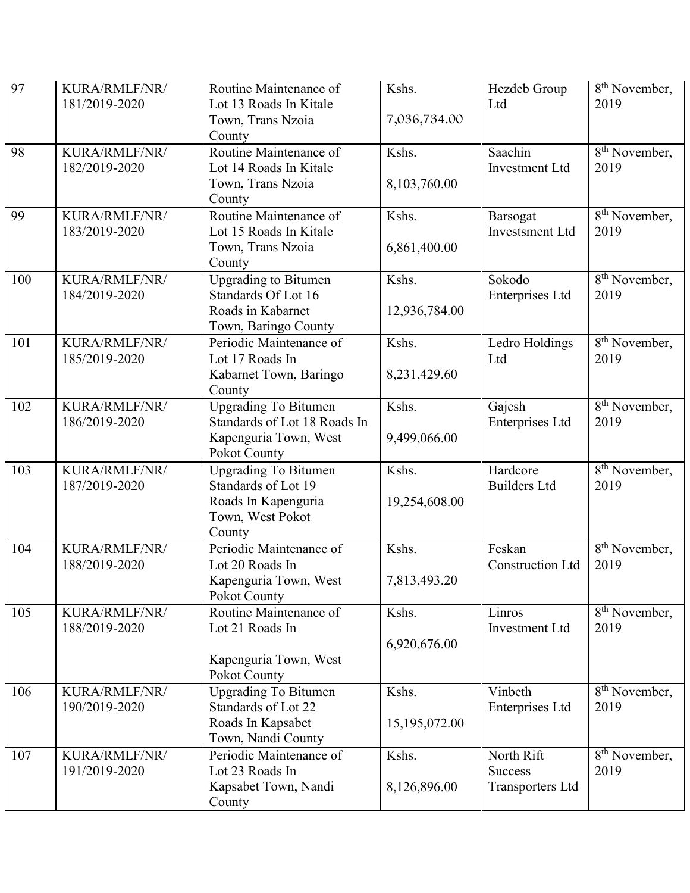| 97 | KURA/RMLF/NR/ 181/2019-2020 | Routine Maintenance of Lot 13 Roads In Kitale Town, Trans Nzoia County | Kshs. 7,036,734.00 | Hezdeb Group Ltd | 8th November, 2019 |
|---|---|---|---|---|---|
| 98 | KURA/RMLF/NR/ 182/2019-2020 | Routine Maintenance of Lot 14 Roads In Kitale Town, Trans Nzoia County | Kshs. 8,103,760.00 | Saachin Investment Ltd | 8th November, 2019 |
| 99 | KURA/RMLF/NR/ 183/2019-2020 | Routine Maintenance of Lot 15 Roads In Kitale Town, Trans Nzoia County | Kshs. 6,861,400.00 | Barsogat Investsment Ltd | 8th November, 2019 |
| 100 | KURA/RMLF/NR/ 184/2019-2020 | Upgrading to Bitumen Standards Of Lot 16 Roads in Kabarnet Town, Baringo County | Kshs. 12,936,784.00 | Sokodo Enterprises Ltd | 8th November, 2019 |
| 101 | KURA/RMLF/NR/ 185/2019-2020 | Periodic Maintenance of Lot 17 Roads In Kabarnet Town, Baringo County | Kshs. 8,231,429.60 | Ledro Holdings Ltd | 8th November, 2019 |
| 102 | KURA/RMLF/NR/ 186/2019-2020 | Upgrading To Bitumen Standards of Lot 18 Roads In Kapenguria Town, West Pokot County | Kshs. 9,499,066.00 | Gajesh Enterprises Ltd | 8th November, 2019 |
| 103 | KURA/RMLF/NR/ 187/2019-2020 | Upgrading To Bitumen Standards of Lot 19 Roads In Kapenguria Town, West Pokot County | Kshs. 19,254,608.00 | Hardcore Builders Ltd | 8th November, 2019 |
| 104 | KURA/RMLF/NR/ 188/2019-2020 | Periodic Maintenance of Lot 20 Roads In Kapenguria Town, West Pokot County | Kshs. 7,813,493.20 | Feskan Construction Ltd | 8th November, 2019 |
| 105 | KURA/RMLF/NR/ 188/2019-2020 | Routine Maintenance of Lot 21 Roads In Kapenguria Town, West Pokot County | Kshs. 6,920,676.00 | Linros Investment Ltd | 8th November, 2019 |
| 106 | KURA/RMLF/NR/ 190/2019-2020 | Upgrading To Bitumen Standards of Lot 22 Roads In Kapsabet Town, Nandi County | Kshs. 15,195,072.00 | Vinbeth Enterprises Ltd | 8th November, 2019 |
| 107 | KURA/RMLF/NR/ 191/2019-2020 | Periodic Maintenance of Lot 23 Roads In Kapsabet Town, Nandi County | Kshs. 8,126,896.00 | North Rift Success Transporters Ltd | 8th November, 2019 |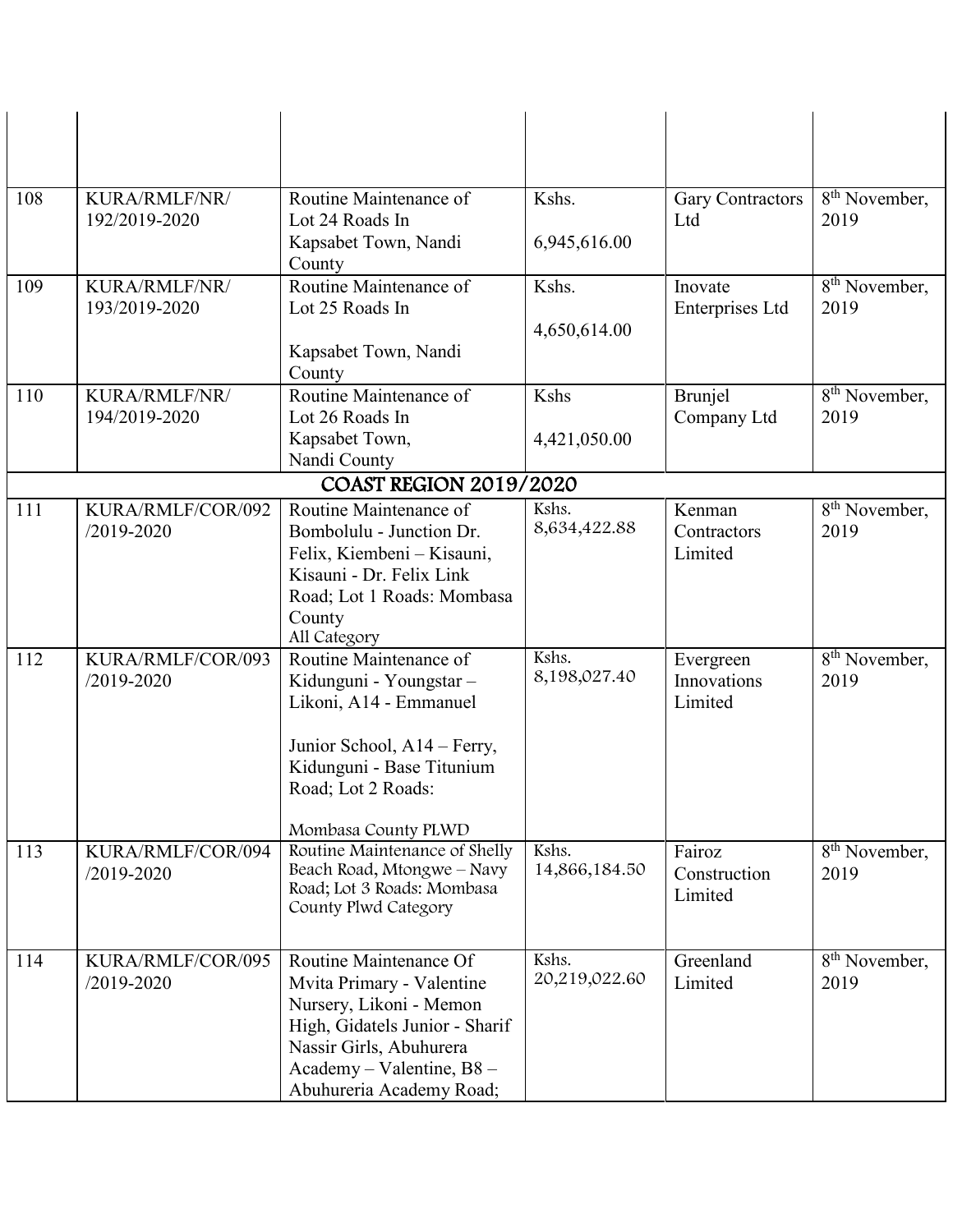| | | | | | |
|---|---|---|---|---|---|
| | | | | | |
| 108 | KURA/RMLF/NR/ 192/2019-2020 | Routine Maintenance of Lot 24 Roads In Kapsabet Town, Nandi County | Kshs. 6,945,616.00 | Gary Contractors Ltd | 8th November, 2019 |
| 109 | KURA/RMLF/NR/ 193/2019-2020 | Routine Maintenance of Lot 25 Roads In Kapsabet Town, Nandi County | Kshs. 4,650,614.00 | Inovate Enterprises Ltd | 8th November, 2019 |
| 110 | KURA/RMLF/NR/ 194/2019-2020 | Routine Maintenance of Lot 26 Roads In Kapsabet Town, Nandi County | Kshs 4,421,050.00 | Brunjel Company Ltd | 8th November, 2019 |
| **COAST REGION 2019/2020** | | | | | |
| 111 | KURA/RMLF/COR/092 /2019-2020 | Routine Maintenance of Bombolulu - Junction Dr. Felix, Kiembeni – Kisauni, Kisauni - Dr. Felix Link Road; Lot 1 Roads: Mombasa County All Category | Kshs. 8,634,422.88 | Kenman Contractors Limited | 8th November, 2019 |
| 112 | KURA/RMLF/COR/093 /2019-2020 | Routine Maintenance of Kidunguni - Youngstar – Likoni, A14 - Emmanuel Junior School, A14 – Ferry, Kidunguni - Base Titunium Road; Lot 2 Roads: Mombasa County PLWD | Kshs. 8,198,027.40 | Evergreen Innovations Limited | 8th November, 2019 |
| 113 | KURA/RMLF/COR/094 /2019-2020 | Routine Maintenance of Shelly Beach Road, Mtongwe – Navy Road; Lot 3 Roads: Mombasa County Plwd Category | Kshs. 14,866,184.50 | Fairoz Construction Limited | 8th November, 2019 |
| 114 | KURA/RMLF/COR/095 /2019-2020 | Routine Maintenance Of Mvita Primary - Valentine Nursery, Likoni - Memon High, Gidatels Junior - Sharif Nassir Girls, Abuhurera Academy – Valentine, B8 – Abuhureria Academy Road; | Kshs. 20,219,022.60 | Greenland Limited | 8th November, 2019 |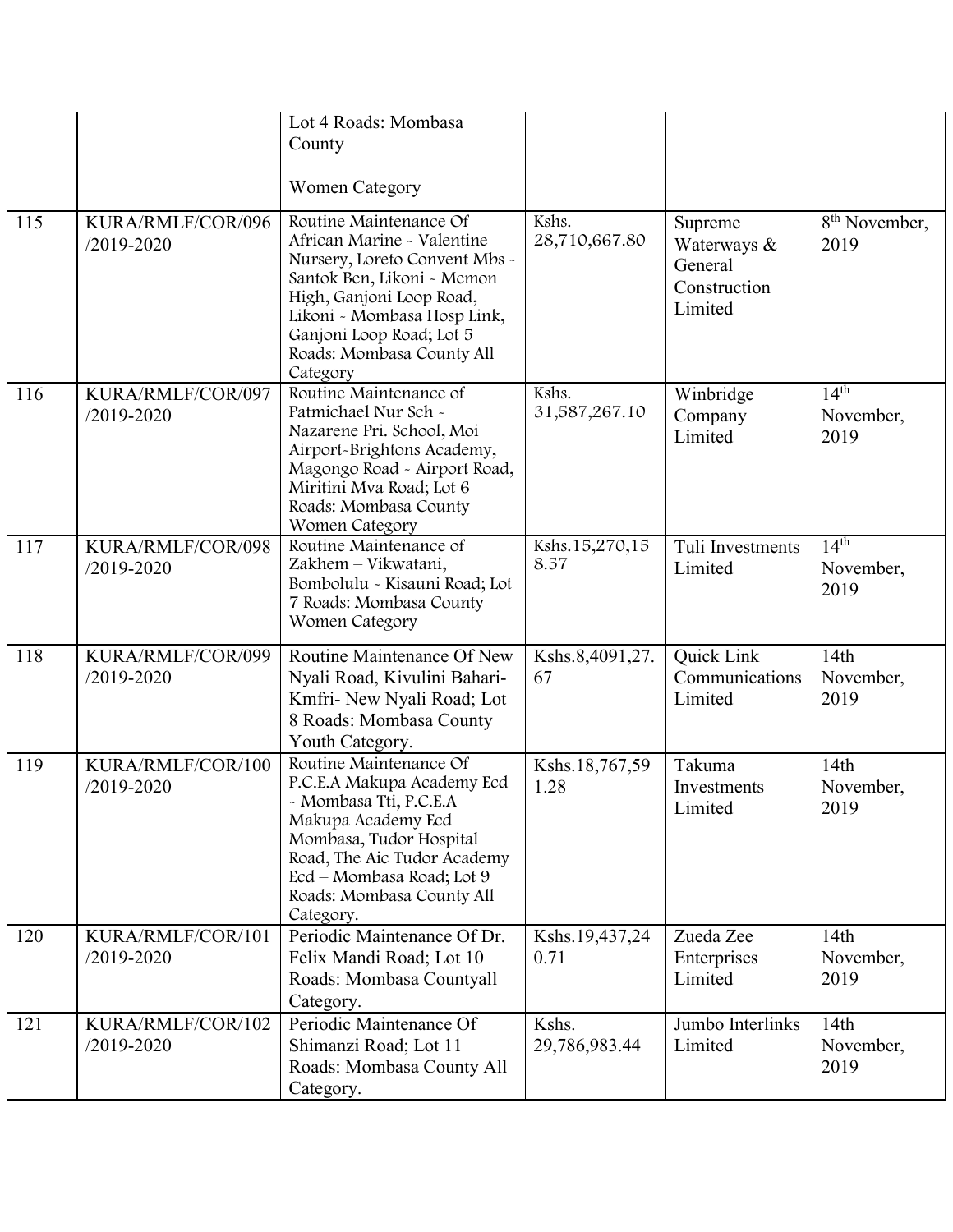| | | Lot 4 Roads: Mombasa County<br><br>Women Category | | | |
|---|---|---|---|---|---|
| 115 | KURA/RMLF/COR/096 /2019-2020 | Routine Maintenance Of African Marine - Valentine Nursery, Loreto Convent Mbs - Santok Ben, Likoni - Memon High, Ganjoni Loop Road, Likoni - Mombasa Hosp Link, Ganjoni Loop Road; Lot 5 Roads: Mombasa County All Category | Kshs. 28,710,667.80 | Supreme Waterways & General Construction Limited | 8th November, 2019 |
| 116 | KURA/RMLF/COR/097 /2019-2020 | Routine Maintenance of Patmichael Nur Sch - Nazarene Pri. School, Moi Airport-Brightons Academy, Magongo Road - Airport Road, Miritini Mva Road; Lot 6 Roads: Mombasa County Women Category | Kshs. 31,587,267.10 | Winbridge Company Limited | 14th November, 2019 |
| 117 | KURA/RMLF/COR/098 /2019-2020 | Routine Maintenance of Zakhem – Vikwatani, Bombolulu - Kisauni Road; Lot 7 Roads: Mombasa County Women Category | Kshs.15,270,158.57 | Tuli Investments Limited | 14th November, 2019 |
| 118 | KURA/RMLF/COR/099 /2019-2020 | Routine Maintenance Of New Nyali Road, Kivulini Bahari- Kmfri- New Nyali Road; Lot 8 Roads: Mombasa County Youth Category. | Kshs.8,4091,27.67 | Quick Link Communications Limited | 14th November, 2019 |
| 119 | KURA/RMLF/COR/100 /2019-2020 | Routine Maintenance Of P.C.E.A Makupa Academy Ecd - Mombasa Tti, P.C.E.A Makupa Academy Ecd – Mombasa, Tudor Hospital Road, The Aic Tudor Academy Ecd – Mombasa Road; Lot 9 Roads: Mombasa County All Category. | Kshs.18,767,591.28 | Takuma Investments Limited | 14th November, 2019 |
| 120 | KURA/RMLF/COR/101 /2019-2020 | Periodic Maintenance Of Dr. Felix Mandi Road; Lot 10 Roads: Mombasa Countyall Category. | Kshs.19,437,240.71 | Zueda Zee Enterprises Limited | 14th November, 2019 |
| 121 | KURA/RMLF/COR/102 /2019-2020 | Periodic Maintenance Of Shimanzi Road; Lot 11 Roads: Mombasa County All Category. | Kshs. 29,786,983.44 | Jumbo Interlinks Limited | 14th November, 2019 |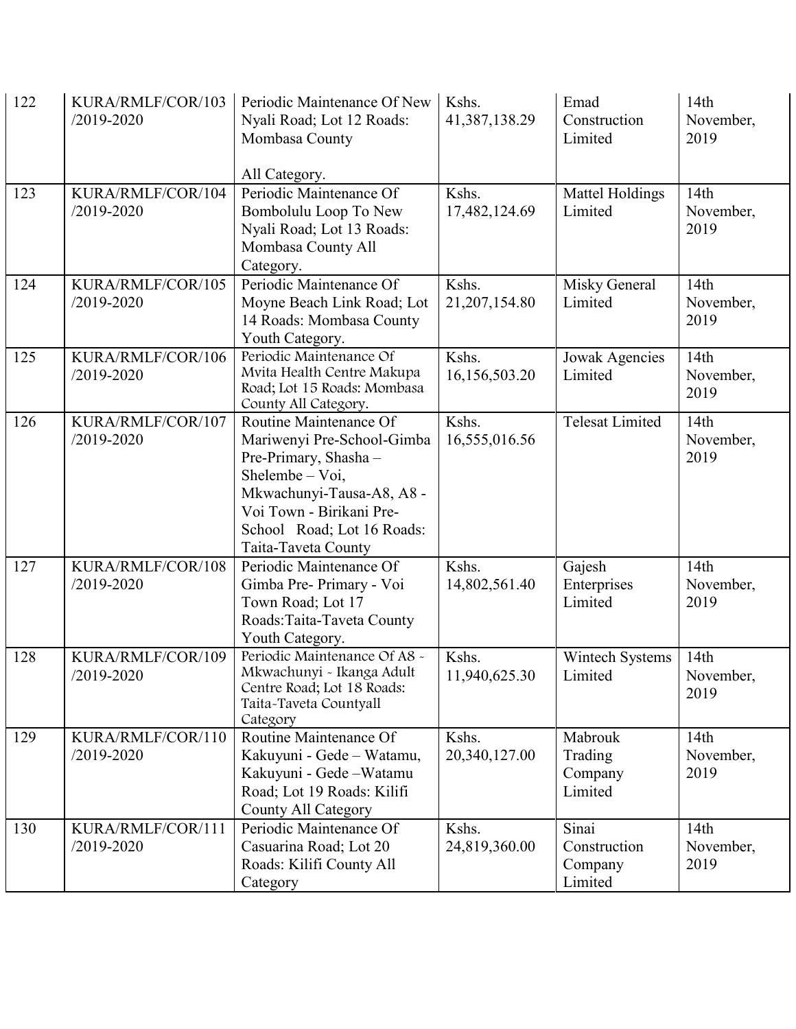| 122 | KURA/RMLF/COR/103 /2019-2020 | Periodic Maintenance Of New Nyali Road; Lot 12 Roads: Mombasa County All Category. | Kshs. 41,387,138.29 | Emad Construction Limited | 14th November, 2019 |
|---|---|---|---|---|---|
| 123 | KURA/RMLF/COR/104 /2019-2020 | Periodic Maintenance Of Bombolulu Loop To New Nyali Road; Lot 13 Roads: Mombasa County All Category. | Kshs. 17,482,124.69 | Mattel Holdings Limited | 14th November, 2019 |
| 124 | KURA/RMLF/COR/105 /2019-2020 | Periodic Maintenance Of Moyne Beach Link Road; Lot 14 Roads: Mombasa County Youth Category. | Kshs. 21,207,154.80 | Misky General Limited | 14th November, 2019 |
| 125 | KURA/RMLF/COR/106 /2019-2020 | Periodic Maintenance Of Mvita Health Centre Makupa Road; Lot 15 Roads: Mombasa County All Category. | Kshs. 16,156,503.20 | Jowak Agencies Limited | 14th November, 2019 |
| 126 | KURA/RMLF/COR/107 /2019-2020 | Routine Maintenance Of Mariwenyi Pre-School-Gimba Pre-Primary, Shasha – Shelembe – Voi, Mkwachunyi-Tausa-A8, A8 - Voi Town - Birikani Pre-School Road; Lot 16 Roads: Taita-Taveta County | Kshs. 16,555,016.56 | Telesat Limited | 14th November, 2019 |
| 127 | KURA/RMLF/COR/108 /2019-2020 | Periodic Maintenance Of Gimba Pre- Primary - Voi Town Road; Lot 17 Roads:Taita-Taveta County Youth Category. | Kshs. 14,802,561.40 | Gajesh Enterprises Limited | 14th November, 2019 |
| 128 | KURA/RMLF/COR/109 /2019-2020 | Periodic Maintenance Of A8 - Mkwachunyi - Ikanga Adult Centre Road; Lot 18 Roads: Taita-Taveta Countyall Category | Kshs. 11,940,625.30 | Wintech Systems Limited | 14th November, 2019 |
| 129 | KURA/RMLF/COR/110 /2019-2020 | Routine Maintenance Of Kakuyuni - Gede – Watamu, Kakuyuni - Gede –Watamu Road; Lot 19 Roads: Kilifi County All Category | Kshs. 20,340,127.00 | Mabrouk Trading Company Limited | 14th November, 2019 |
| 130 | KURA/RMLF/COR/111 /2019-2020 | Periodic Maintenance Of Casuarina Road; Lot 20 Roads: Kilifi County All Category | Kshs. 24,819,360.00 | Sinai Construction Company Limited | 14th November, 2019 |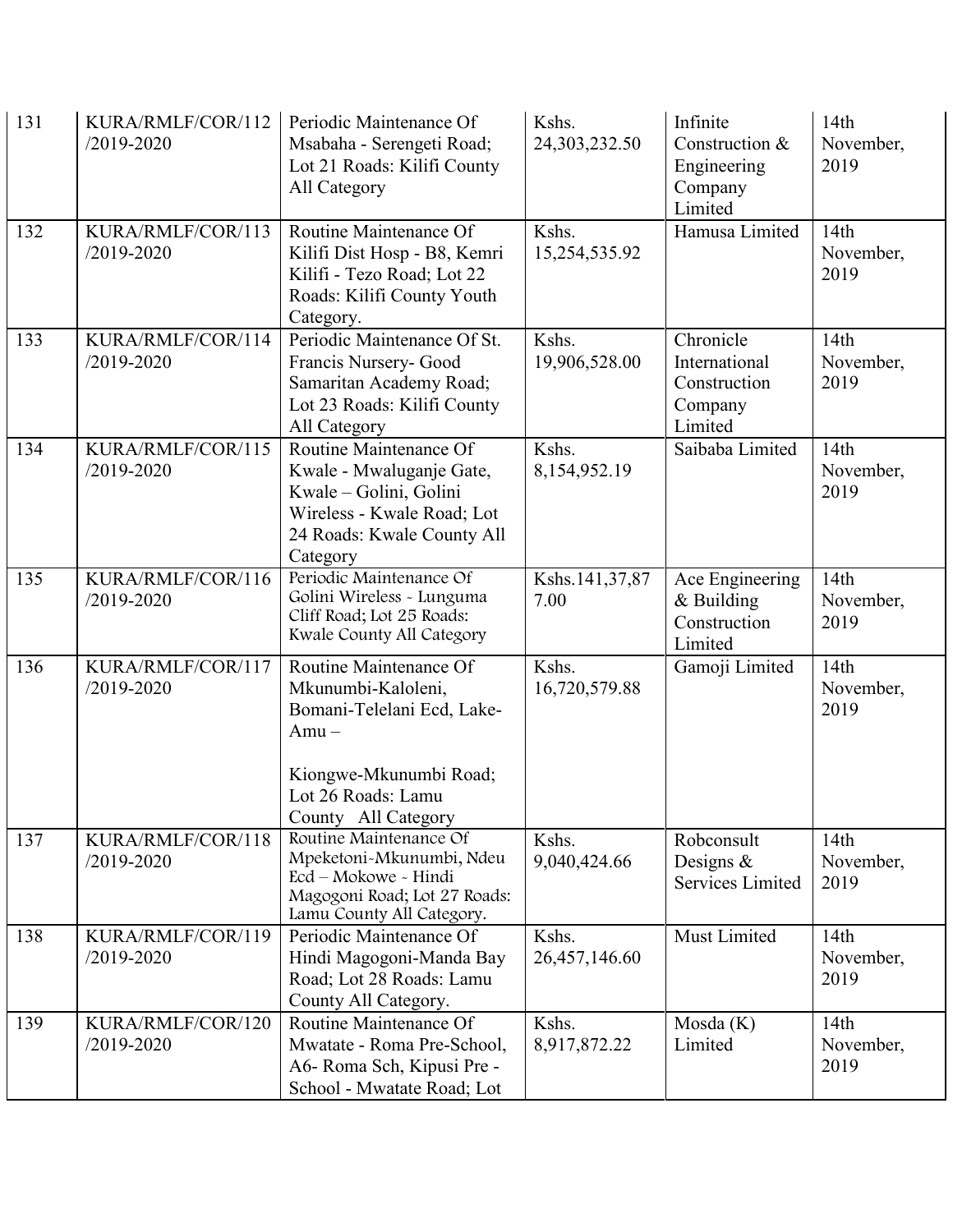| 131 | KURA/RMLF/COR/112 /2019-2020 | Periodic Maintenance Of Msabaha - Serengeti Road; Lot 21 Roads: Kilifi County All Category | Kshs. 24,303,232.50 | Infinite Construction & Engineering Company Limited | 14th November, 2019 |
|---|---|---|---|---|---|
| 132 | KURA/RMLF/COR/113 /2019-2020 | Routine Maintenance Of Kilifi Dist Hosp - B8, Kemri Kilifi - Tezo Road; Lot 22 Roads: Kilifi County Youth Category. | Kshs. 15,254,535.92 | Hamusa Limited | 14th November, 2019 |
| 133 | KURA/RMLF/COR/114 /2019-2020 | Periodic Maintenance Of St. Francis Nursery- Good Samaritan Academy Road; Lot 23 Roads: Kilifi County All Category | Kshs. 19,906,528.00 | Chronicle International Construction Company Limited | 14th November, 2019 |
| 134 | KURA/RMLF/COR/115 /2019-2020 | Routine Maintenance Of Kwale - Mwaluganje Gate, Kwale – Golini, Golini Wireless - Kwale Road; Lot 24 Roads: Kwale County All Category | Kshs. 8,154,952.19 | Saibaba Limited | 14th November, 2019 |
| 135 | KURA/RMLF/COR/116 /2019-2020 | Periodic Maintenance Of Golini Wireless - Lunguma Cliff Road; Lot 25 Roads: Kwale County All Category | Kshs.141,37,877.00 | Ace Engineering & Building Construction Limited | 14th November, 2019 |
| 136 | KURA/RMLF/COR/117 /2019-2020 | Routine Maintenance Of Mkunumbi-Kaloleni, Bomani-Telelani Ecd, Lake-Amu – Kiongwe-Mkunumbi Road; Lot 26 Roads: Lamu County All Category | Kshs. 16,720,579.88 | Gamoji Limited | 14th November, 2019 |
| 137 | KURA/RMLF/COR/118 /2019-2020 | Routine Maintenance Of Mpeketoni-Mkunumbi, Ndeu Ecd – Mokowe - Hindi Magogoni Road; Lot 27 Roads: Lamu County All Category. | Kshs. 9,040,424.66 | Robconsult Designs & Services Limited | 14th November, 2019 |
| 138 | KURA/RMLF/COR/119 /2019-2020 | Periodic Maintenance Of Hindi Magogoni-Manda Bay Road; Lot 28 Roads: Lamu County All Category. | Kshs. 26,457,146.60 | Must Limited | 14th November, 2019 |
| 139 | KURA/RMLF/COR/120 /2019-2020 | Routine Maintenance Of Mwatate - Roma Pre-School, A6- Roma Sch, Kipusi Pre - School - Mwatate Road; Lot | Kshs. 8,917,872.22 | Mosda (K) Limited | 14th November, 2019 |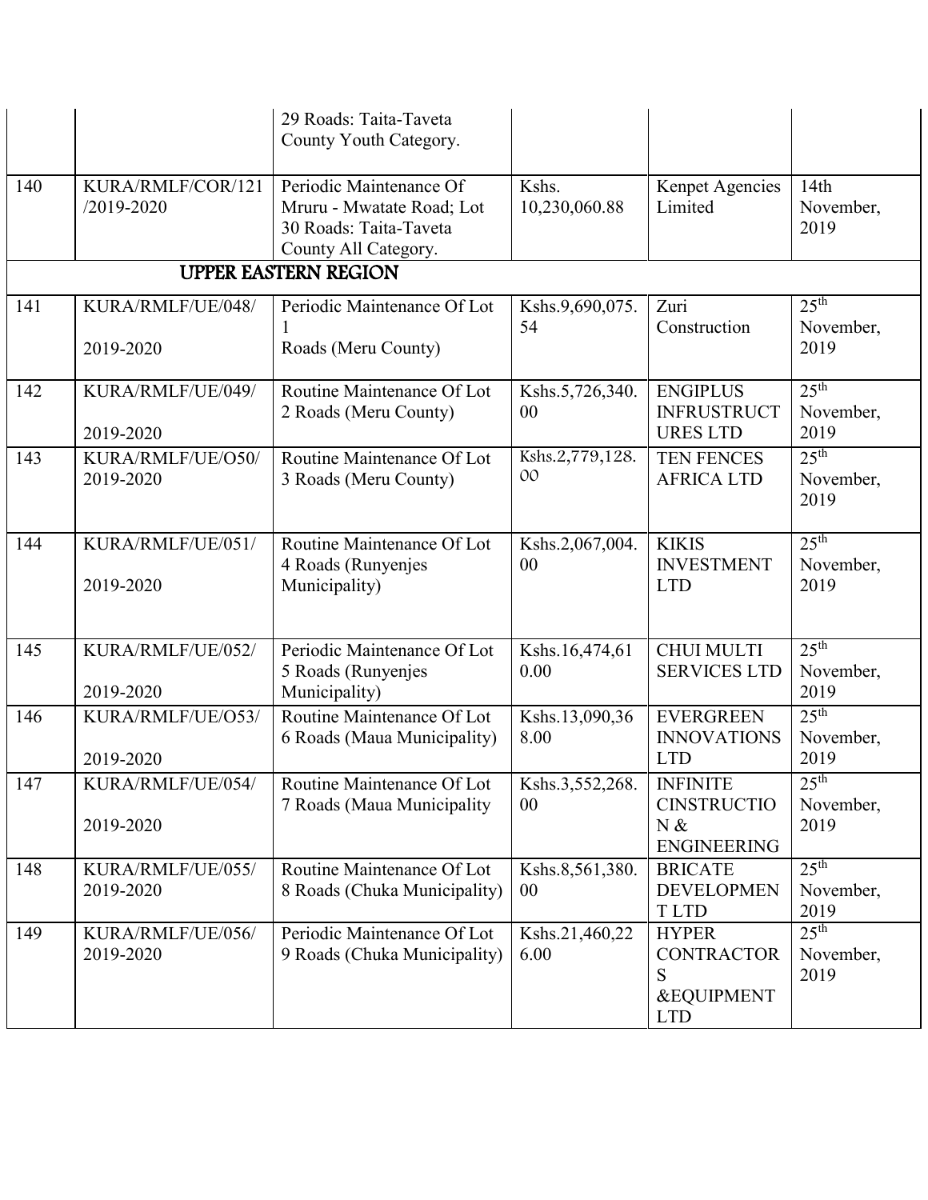|  |  | 29 Roads: Taita-Taveta County Youth Category. |  |  |  |
|---|---|---|---|---|---|
| 140 | KURA/RMLF/COR/121 /2019-2020 | Periodic Maintenance Of Mruru - Mwatate Road; Lot 30 Roads: Taita-Taveta County All Category. | Kshs. 10,230,060.88 | Kenpet Agencies Limited | 14th November, 2019 |
| **UPPER EASTERN REGION** |  |  |  |  |  |
| 141 | KURA/RMLF/UE/048/ 2019-2020 | Periodic Maintenance Of Lot 1 Roads (Meru County) | Kshs.9,690,075.54 | Zuri Construction | 25th November, 2019 |
| 142 | KURA/RMLF/UE/049/ 2019-2020 | Routine Maintenance Of Lot 2 Roads (Meru County) | Kshs.5,726,340.00 | ENGIPLUS INFRUSTRUCTURES LTD | 25th November, 2019 |
| 143 | KURA/RMLF/UE/O50/ 2019-2020 | Routine Maintenance Of Lot 3 Roads (Meru County) | Kshs.2,779,128.00 | TEN FENCES AFRICA LTD | 25th November, 2019 |
| 144 | KURA/RMLF/UE/051/ 2019-2020 | Routine Maintenance Of Lot 4 Roads (Runyenjes Municipality) | Kshs.2,067,004.00 | KIKIS INVESTMENT LTD | 25th November, 2019 |
| 145 | KURA/RMLF/UE/052/ 2019-2020 | Periodic Maintenance Of Lot 5 Roads (Runyenjes Municipality) | Kshs.16,474,610.00 | CHUI MULTI SERVICES LTD | 25th November, 2019 |
| 146 | KURA/RMLF/UE/O53/ 2019-2020 | Routine Maintenance Of Lot 6 Roads (Maua Municipality) | Kshs.13,090,368.00 | EVERGREEN INNOVATIONS LTD | 25th November, 2019 |
| 147 | KURA/RMLF/UE/054/ 2019-2020 | Routine Maintenance Of Lot 7 Roads (Maua Municipality | Kshs.3,552,268.00 | INFINITE CINSTRUCTION & ENGINEERING | 25th November, 2019 |
| 148 | KURA/RMLF/UE/055/ 2019-2020 | Routine Maintenance Of Lot 8 Roads (Chuka Municipality) | Kshs.8,561,380.00 | BRICATE DEVELOPMENT LTD | 25th November, 2019 |
| 149 | KURA/RMLF/UE/056/ 2019-2020 | Periodic Maintenance Of Lot 9 Roads (Chuka Municipality) | Kshs.21,460,226.00 | HYPER CONTRACTORS &EQUIPMENT LTD | 25th November, 2019 |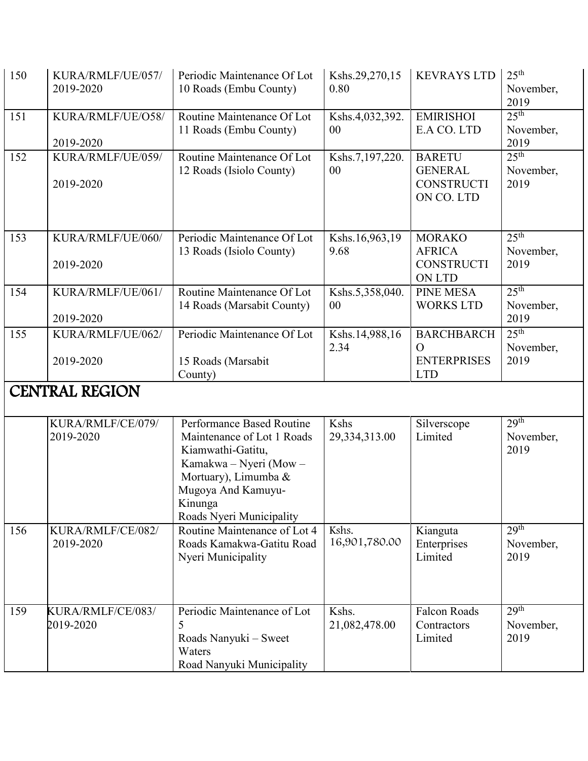| 150 | KURA/RMLF/UE/057/ 2019-2020 | Periodic Maintenance Of Lot 10 Roads (Embu County) | Kshs.29,270,150.80 | KEVRAYS LTD | 25th November, 2019 |
|---|---|---|---|---|---|
| 151 | KURA/RMLF/UE/O58/ 2019-2020 | Routine Maintenance Of Lot 11 Roads (Embu County) | Kshs.4,032,392.00 | EMIRISHOI E.A CO. LTD | 25th November, 2019 |
| 152 | KURA/RMLF/UE/059/ 2019-2020 | Routine Maintenance Of Lot 12 Roads (Isiolo County) | Kshs.7,197,220.00 | BARETU GENERAL CONSTRUCTION CO. LTD | 25th November, 2019 |
| 153 | KURA/RMLF/UE/060/ 2019-2020 | Periodic Maintenance Of Lot 13 Roads (Isiolo County) | Kshs.16,963,199.68 | MORAKO AFRICA CONSTRUCTION LTD | 25th November, 2019 |
| 154 | KURA/RMLF/UE/061/ 2019-2020 | Routine Maintenance Of Lot 14 Roads (Marsabit County) | Kshs.5,358,040.00 | PINE MESA WORKS LTD | 25th November, 2019 |
| 155 | KURA/RMLF/UE/062/ 2019-2020 | Periodic Maintenance Of Lot 15 Roads (Marsabit County) | Kshs.14,988,162.34 | BARCHBARCHO ENTERPRISES LTD | 25th November, 2019 |

## CENTRAL REGION

|  | KURA/RMLF/CE/079/ 2019-2020 | Performance Based Routine Maintenance of Lot 1 Roads Kiamwathi-Gatitu, Kamakwa – Nyeri (Mow – Mortuary), Limumba & Mugoya And Kamuyu-Kinunga Roads Nyeri Municipality | Kshs 29,334,313.00 | Silverscope Limited | 29th November, 2019 |
|---|---|---|---|---|---|
| 156 | KURA/RMLF/CE/082/ 2019-2020 | Routine Maintenance of Lot 4 Roads Kamakwa-Gatitu Road Nyeri Municipality | Kshs. 16,901,780.00 | Kianguta Enterprises Limited | 29th November, 2019 |
| 159 | KURA/RMLF/CE/083/ 2019-2020 | Periodic Maintenance of Lot 5 Roads Nanyuki – Sweet Waters Road Nanyuki Municipality | Kshs. 21,082,478.00 | Falcon Roads Contractors Limited | 29th November, 2019 |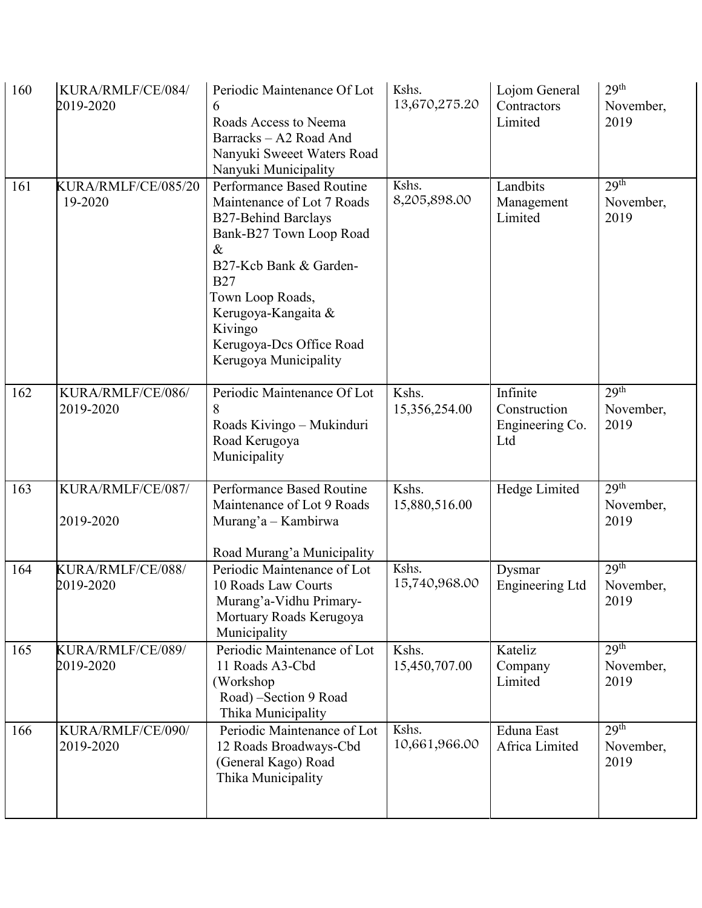| 160 | KURA/RMLF/CE/084/ 2019-2020 | Periodic Maintenance Of Lot 6 Roads Access to Neema Barracks – A2 Road And Nanyuki Sweeet Waters Road Nanyuki Municipality | Kshs. 13,670,275.20 | Lojom General Contractors Limited | 29th November, 2019 |
|---|---|---|---|---|---|
| 161 | KURA/RMLF/CE/085/20 19-2020 | Performance Based Routine Maintenance of Lot 7 Roads B27-Behind Barclays Bank-B27 Town Loop Road & B27-Kcb Bank & Garden-B27 Town Loop Roads, Kerugoya-Kangaita & Kivingo Kerugoya-Dcs Office Road Kerugoya Municipality | Kshs. 8,205,898.00 | Landbits Management Limited | 29th November, 2019 |
| 162 | KURA/RMLF/CE/086/ 2019-2020 | Periodic Maintenance Of Lot 8 Roads Kivingo – Mukinduri Road Kerugoya Municipality | Kshs. 15,356,254.00 | Infinite Construction Engineering Co. Ltd | 29th November, 2019 |
| 163 | KURA/RMLF/CE/087/ 2019-2020 | Performance Based Routine Maintenance of Lot 9 Roads Murang'a – Kambirwa Road Murang'a Municipality | Kshs. 15,880,516.00 | Hedge Limited | 29th November, 2019 |
| 164 | KURA/RMLF/CE/088/ 2019-2020 | Periodic Maintenance of Lot 10 Roads Law Courts Murang'a-Vidhu Primary-Mortuary Roads Kerugoya Municipality | Kshs. 15,740,968.00 | Dysmar Engineering Ltd | 29th November, 2019 |
| 165 | KURA/RMLF/CE/089/ 2019-2020 | Periodic Maintenance of Lot 11 Roads A3-Cbd (Workshop Road) –Section 9 Road Thika Municipality | Kshs. 15,450,707.00 | Kateliz Company Limited | 29th November, 2019 |
| 166 | KURA/RMLF/CE/090/ 2019-2020 | Periodic Maintenance of Lot 12 Roads Broadways-Cbd (General Kago) Road Thika Municipality | Kshs. 10,661,966.00 | Eduna East Africa Limited | 29th November, 2019 |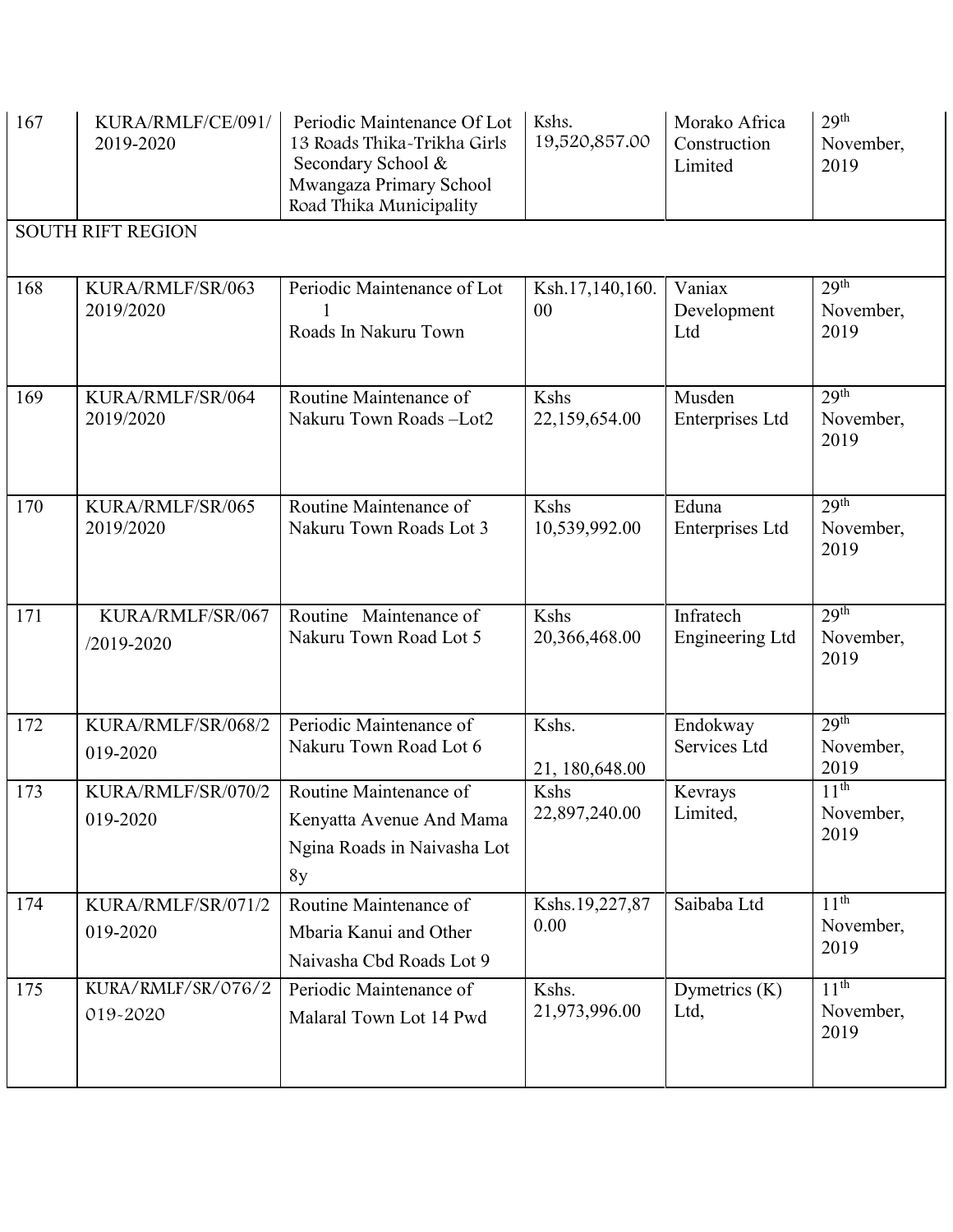| | | | | | |
|---|---|---|---|---|---|
| 167 | KURA/RMLF/CE/091/ 2019-2020 | Periodic Maintenance Of Lot 13 Roads Thika-Trikha Girls Secondary School & Mwangaza Primary School Road Thika Municipality | Kshs. 19,520,857.00 | Morako Africa Construction Limited | 29th November, 2019 |
| SOUTH RIFT REGION | | | | | |
| 168 | KURA/RMLF/SR/063 2019/2020 | Periodic Maintenance of Lot 1 Roads In Nakuru Town | Ksh.17,140,160.00 | Vaniax Development Ltd | 29th November, 2019 |
| 169 | KURA/RMLF/SR/064 2019/2020 | Routine Maintenance of Nakuru Town Roads –Lot2 | Kshs 22,159,654.00 | Musden Enterprises Ltd | 29th November, 2019 |
| 170 | KURA/RMLF/SR/065 2019/2020 | Routine Maintenance of Nakuru Town Roads Lot 3 | Kshs 10,539,992.00 | Eduna Enterprises Ltd | 29th November, 2019 |
| 171 | KURA/RMLF/SR/067 /2019-2020 | Routine Maintenance of Nakuru Town Road Lot 5 | Kshs 20,366,468.00 | Infratech Engineering Ltd | 29th November, 2019 |
| 172 | KURA/RMLF/SR/068/2 019-2020 | Periodic Maintenance of Nakuru Town Road Lot 6 | Kshs. 21, 180,648.00 | Endokway Services Ltd | 29th November, 2019 |
| 173 | KURA/RMLF/SR/070/2 019-2020 | Routine Maintenance of Kenyatta Avenue And Mama Ngina Roads in Naivasha Lot 8y | Kshs 22,897,240.00 | Kevrays Limited, | 11th November, 2019 |
| 174 | KURA/RMLF/SR/071/2 019-2020 | Routine Maintenance of Mbaria Kanui and Other Naivasha Cbd Roads Lot 9 | Kshs.19,227,870.00 | Saibaba Ltd | 11th November, 2019 |
| 175 | KURA/RMLF/SR/076/2 019-2020 | Periodic Maintenance of Malaral Town Lot 14 Pwd | Kshs. 21,973,996.00 | Dymetrics (K) Ltd, | 11th November, 2019 |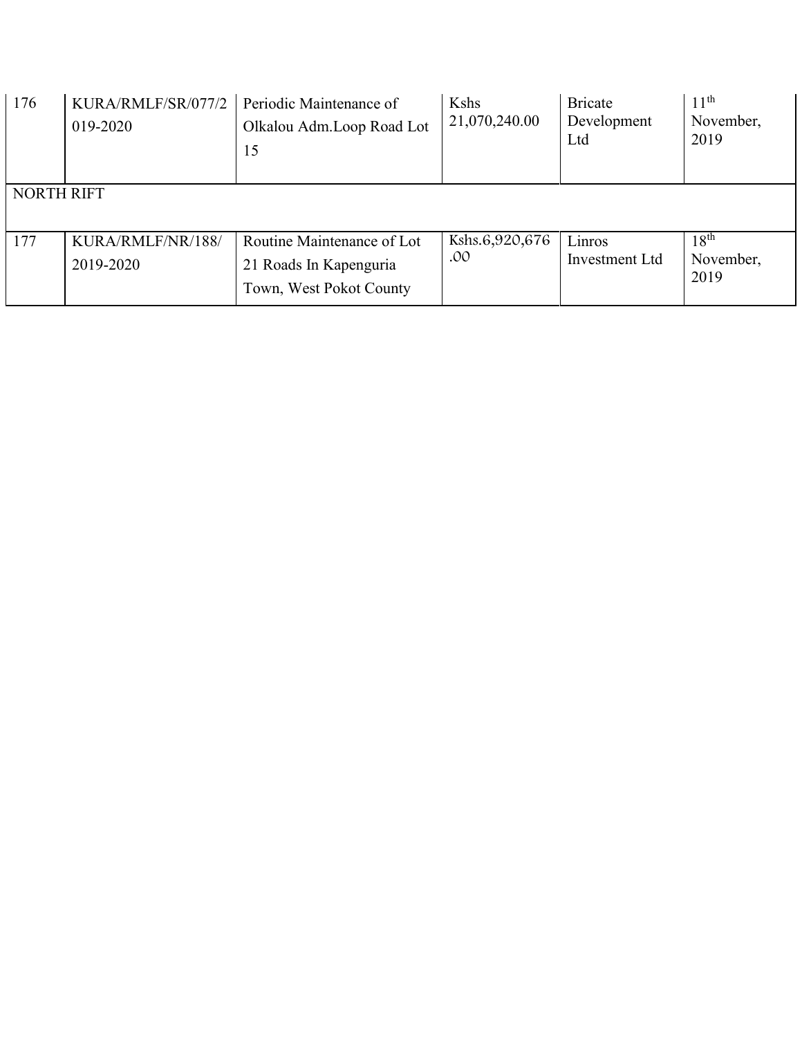| | | | | | |
|---|---|---|---|---|---|
| 176 | KURA/RMLF/SR/077/2019-2020 | Periodic Maintenance of Olkalou Adm.Loop Road Lot 15 | Kshs 21,070,240.00 | Bricate Development Ltd | 11th November, 2019 |
| NORTH RIFT | | | | | |
| 177 | KURA/RMLF/NR/188/2019-2020 | Routine Maintenance of Lot 21 Roads In Kapenguria Town, West Pokot County | Kshs.6,920,676.00 | Linros Investment Ltd | 18th November, 2019 |